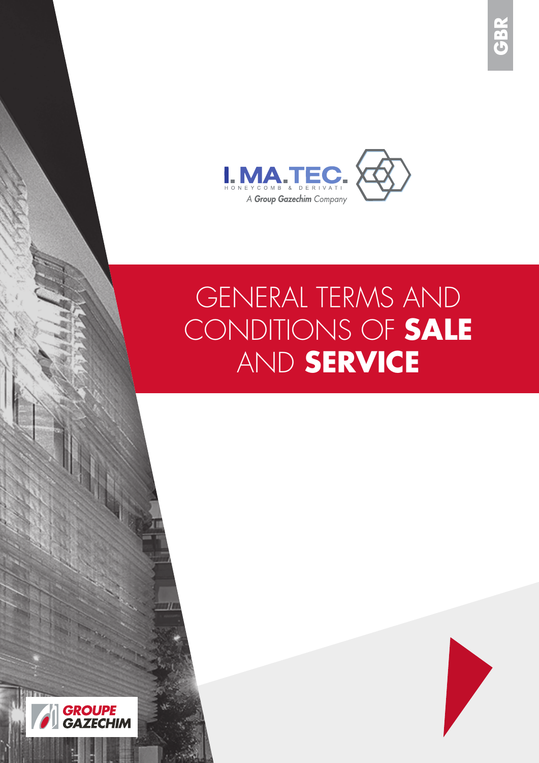GBR

I. MA.TEC.

HONEYCOMB & DERIVATI

A *Group Gazechim* Company

# GENERAL TERMS AND CONDITIONS OF **SALE** AND **SERVICE**

GROUPE GAZECHIM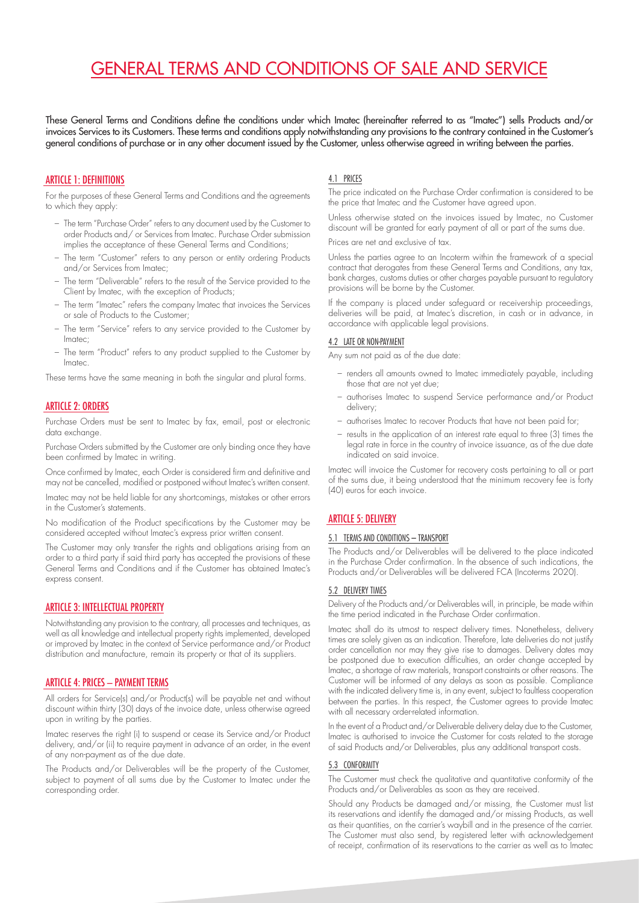# GENERAL TERMS AND CONDITIONS OF SALE AND SERVICE

**These General Terms and Conditions define the conditions under which Imatec (hereinafter referred to as "Imatec") sells Products and/or invoices Services to its Customers. These terms and conditions apply notwithstanding any provisions to the contrary contained in the Customer's general conditions of purchase or in any other document issued by the Customer, unless otherwise agreed in writing between the parties.**

## ARTICLE 1: DEFINITIONS

For the purposes of these General Terms and Conditions and the agreements to which they apply:

- The term "Purchase Order" refers to any document used by the Customer to order Products and/ or Services from Imatec. Purchase Order submission implies the acceptance of these General Terms and Conditions;
- The term "Customer" refers to any person or entity ordering Products and/or Services from Imatec;
- The term "Deliverable" refers to the result of the Service provided to the Client by Imatec, with the exception of Products;
- The term "Imatec" refers the company Imatec that invoices the Services or sale of Products to the Customer;
- The term "Service" refers to any service provided to the Customer by Imatec;
- The term "Product" refers to any product supplied to the Customer by Imatec.

These terms have the same meaning in both the singular and plural forms.

## ARTICLE 2: ORDERS

Purchase Orders must be sent to Imatec by fax, email, post or electronic data exchange.

Purchase Orders submitted by the Customer are only binding once they have been confirmed by Imatec in writing.

Once confirmed by Imatec, each Order is considered firm and definitive and may not be cancelled, modified or postponed without Imatec's written consent.

Imatec may not be held liable for any shortcomings, mistakes or other errors in the Customer's statements.

No modification of the Product specifications by the Customer may be considered accepted without Imatec's express prior written consent.

The Customer may only transfer the rights and obligations arising from an order to a third party if said third party has accepted the provisions of these General Terms and Conditions and if the Customer has obtained Imatec's express consent.

## ARTICLE 3: INTELLECTUAL PROPERTY

Notwithstanding any provision to the contrary, all processes and techniques, as well as all knowledge and intellectual property rights implemented, developed or improved by Imatec in the context of Service performance and/or Product distribution and manufacture, remain its property or that of its suppliers.

## ARTICLE 4: PRICES – PAYMENT TERMS

All orders for Service(s) and/or Product(s) will be payable net and without discount within thirty (30) days of the invoice date, unless otherwise agreed upon in writing by the parties.

Imatec reserves the right (i) to suspend or cease its Service and/or Product delivery, and/or (ii) to require payment in advance of an order, in the event of any non-payment as of the due date.

The Products and/or Deliverables will be the property of the Customer, subject to payment of all sums due by the Customer to Imatec under the corresponding order.

### 4.1 PRICES

The price indicated on the Purchase Order confirmation is considered to be the price that Imatec and the Customer have agreed upon.

Unless otherwise stated on the invoices issued by Imatec, no Customer discount will be granted for early payment of all or part of the sums due.

Prices are net and exclusive of tax.

Unless the parties agree to an Incoterm within the framework of a special contract that derogates from these General Terms and Conditions, any tax, bank charges, customs duties or other charges payable pursuant to regulatory provisions will be borne by the Customer.

If the company is placed under safeguard or receivership proceedings, deliveries will be paid, at Imatec's discretion, in cash or in advance, in accordance with applicable legal provisions.

### 4.2 LATE OR NON-PAYMENT

Any sum not paid as of the due date:

- renders all amounts owned to Imatec immediately payable, including those that are not yet due;
- authorises Imatec to suspend Service performance and/or Product delivery;
- authorises Imatec to recover Products that have not been paid for;
- results in the application of an interest rate equal to three (3) times the legal rate in force in the country of invoice issuance, as of the due date indicated on said invoice.

Imatec will invoice the Customer for recovery costs pertaining to all or part of the sums due, it being understood that the minimum recovery fee is forty (40) euros for each invoice.

## ARTICLE 5: DELIVERY

### 5.1 TERMS AND CONDITIONS – TRANSPORT

The Products and/or Deliverables will be delivered to the place indicated in the Purchase Order confirmation. In the absence of such indications, the Products and/or Deliverables will be delivered FCA (Incoterms 2020).

### 5.2 DELIVERY TIMES

Delivery of the Products and/or Deliverables will, in principle, be made within the time period indicated in the Purchase Order confirmation.

Imatec shall do its utmost to respect delivery times. Nonetheless, delivery times are solely given as an indication. Therefore, late deliveries do not justify order cancellation nor may they give rise to damages. Delivery dates may be postponed due to execution difficulties, an order change accepted by Imatec, a shortage of raw materials, transport constraints or other reasons. The Customer will be informed of any delays as soon as possible. Compliance with the indicated delivery time is, in any event, subject to faultless cooperation between the parties. In this respect, the Customer agrees to provide Imatec with all necessary order-related information.

In the event of a Product and/or Deliverable delivery delay due to the Customer, Imatec is authorised to invoice the Customer for costs related to the storage of said Products and/or Deliverables, plus any additional transport costs.

### 5.3 CONFORMITY

The Customer must check the qualitative and quantitative conformity of the Products and/or Deliverables as soon as they are received.

Should any Products be damaged and/or missing, the Customer must list its reservations and identify the damaged and/or missing Products, as well as their quantities, on the carrier's waybill and in the presence of the carrier. The Customer must also send, by registered letter with acknowledgement of receipt, confirmation of its reservations to the carrier as well as to Imatec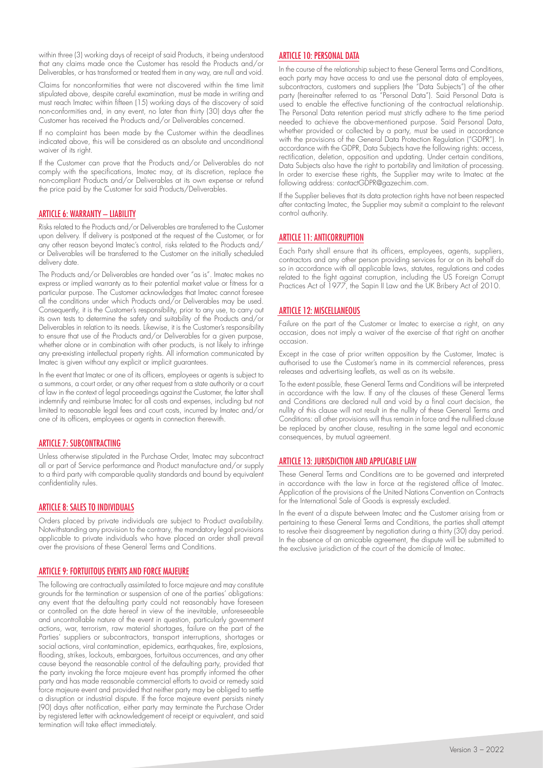within three (3) working days of receipt of said Products, it being understood that any claims made once the Customer has resold the Products and/or Deliverables, or has transformed or treated them in any way, are null and void.

Claims for nonconformities that were not discovered within the time limit stipulated above, despite careful examination, must be made in writing and must reach Imatec within fifteen (15) working days of the discovery of said non-conformities and, in any event, no later than thirty (30) days after the Customer has received the Products and/or Deliverables concerned.

If no complaint has been made by the Customer within the deadlines indicated above, this will be considered as an absolute and unconditional waiver of its right.

If the Customer can prove that the Products and/or Deliverables do not comply with the specifications, Imatec may, at its discretion, replace the non-compliant Products and/or Deliverables at its own expense or refund the price paid by the Customer for said Products/Deliverables.

## ARTICLE 6: WARRANTY – LIABILITY

Risks related to the Products and/or Deliverables are transferred to the Customer upon delivery. If delivery is postponed at the request of the Customer, or for any other reason beyond Imatec's control, risks related to the Products and/or Deliverables will be transferred to the Customer on the initially scheduled delivery date.

The Products and/or Deliverables are handed over "as is". Imatec makes no express or implied warranty as to their potential market value or fitness for a particular purpose. The Customer acknowledges that Imatec cannot foresee all the conditions under which Products and/or Deliverables may be used. Consequently, it is the Customer's responsibility, prior to any use, to carry out its own tests to determine the safety and suitability of the Products and/or Deliverables in relation to its needs. Likewise, it is the Customer's responsibility to ensure that use of the Products and/or Deliverables for a given purpose, whether alone or in combination with other products, is not likely to infringe any pre-existing intellectual property rights. All information communicated by Imatec is given without any explicit or implicit guarantees.

In the event that Imatec or one of its officers, employees or agents is subject to a summons, a court order, or any other request from a state authority or a court of law in the context of legal proceedings against the Customer, the latter shall indemnify and reimburse Imatec for all costs and expenses, including but not limited to reasonable legal fees and court costs, incurred by Imatec and/or one of its officers, employees or agents in connection therewith.

## ARTICLE 7: SUBCONTRACTING

Unless otherwise stipulated in the Purchase Order, Imatec may subcontract all or part of Service performance and Product manufacture and/or supply to a third party with comparable quality standards and bound by equivalent confidentiality rules.

## ARTICLE 8: SALES TO INDIVIDUALS

Orders placed by private individuals are subject to Product availability. Notwithstanding any provision to the contrary, the mandatory legal provisions applicable to private individuals who have placed an order shall prevail over the provisions of these General Terms and Conditions.

## ARTICLE 9: FORTUITOUS EVENTS AND FORCE MAJEURE

The following are contractually assimilated to force majeure and may constitute grounds for the termination or suspension of one of the parties' obligations: any event that the defaulting party could not reasonably have foreseen or controlled on the date hereof in view of the inevitable, unforeseeable and uncontrollable nature of the event in question, particularly government actions, war, terrorism, raw material shortages, failure on the part of the Parties' suppliers or subcontractors, transport interruptions, shortages or social actions, viral contamination, epidemics, earthquakes, fire, explosions, flooding, strikes, lockouts, embargoes, fortuitous occurrences, and any other cause beyond the reasonable control of the defaulting party, provided that the party invoking the force majeure event has promptly informed the other party and has made reasonable commercial efforts to avoid or remedy said force majeure event and provided that neither party may be obliged to settle a disruption or industrial dispute. If the force majeure event persists ninety (90) days after notification, either party may terminate the Purchase Order by registered letter with acknowledgement of receipt or equivalent, and said termination will take effect immediately.

## ARTICLE 10: PERSONAL DATA

In the course of the relationship subject to these General Terms and Conditions, each party may have access to and use the personal data of employees, subcontractors, customers and suppliers (the "Data Subjects") of the other party (hereinafter referred to as "Personal Data"). Said Personal Data is used to enable the effective functioning of the contractual relationship. The Personal Data retention period must strictly adhere to the time period needed to achieve the above-mentioned purpose. Said Personal Data, whether provided or collected by a party, must be used in accordance with the provisions of the General Data Protection Regulation ("GDPR"). In accordance with the GDPR, Data Subjects have the following rights: access, rectification, deletion, opposition and updating. Under certain conditions, Data Subjects also have the right to portability and limitation of processing. In order to exercise these rights, the Supplier may write to Imatec at the following address: contactGDPR@gazechim.com.

If the Supplier believes that its data protection rights have not been respected after contacting Imatec, the Supplier may submit a complaint to the relevant control authority.

## ARTICLE 11: ANTICORRUPTION

Each Party shall ensure that its officers, employees, agents, suppliers, contractors and any other person providing services for or on its behalf do so in accordance with all applicable laws, statutes, regulations and codes related to the fight against corruption, including the US Foreign Corrupt Practices Act of 1977, the Sapin II Law and the UK Bribery Act of 2010.

## ARTICLE 12: MISCELLANEOUS

Failure on the part of the Customer or Imatec to exercise a right, on any occasion, does not imply a waiver of the exercise of that right on another occasion.

Except in the case of prior written opposition by the Customer, Imatec is authorised to use the Customer's name in its commercial references, press releases and advertising leaflets, as well as on its website.

To the extent possible, these General Terms and Conditions will be interpreted in accordance with the law. If any of the clauses of these General Terms and Conditions are declared null and void by a final court decision, the nullity of this clause will not result in the nullity of these General Terms and Conditions: all other provisions will thus remain in force and the nullified clause be replaced by another clause, resulting in the same legal and economic consequences, by mutual agreement.

## ARTICLE 13: JURISDICTION AND APPLICABLE LAW

These General Terms and Conditions are to be governed and interpreted in accordance with the law in force at the registered office of Imatec. Application of the provisions of the United Nations Convention on Contracts for the International Sale of Goods is expressly excluded.

In the event of a dispute between Imatec and the Customer arising from or pertaining to these General Terms and Conditions, the parties shall attempt to resolve their disagreement by negotiation during a thirty (30) day period. In the absence of an amicable agreement, the dispute will be submitted to the exclusive jurisdiction of the court of the domicile of Imatec.

Version 3 – 2022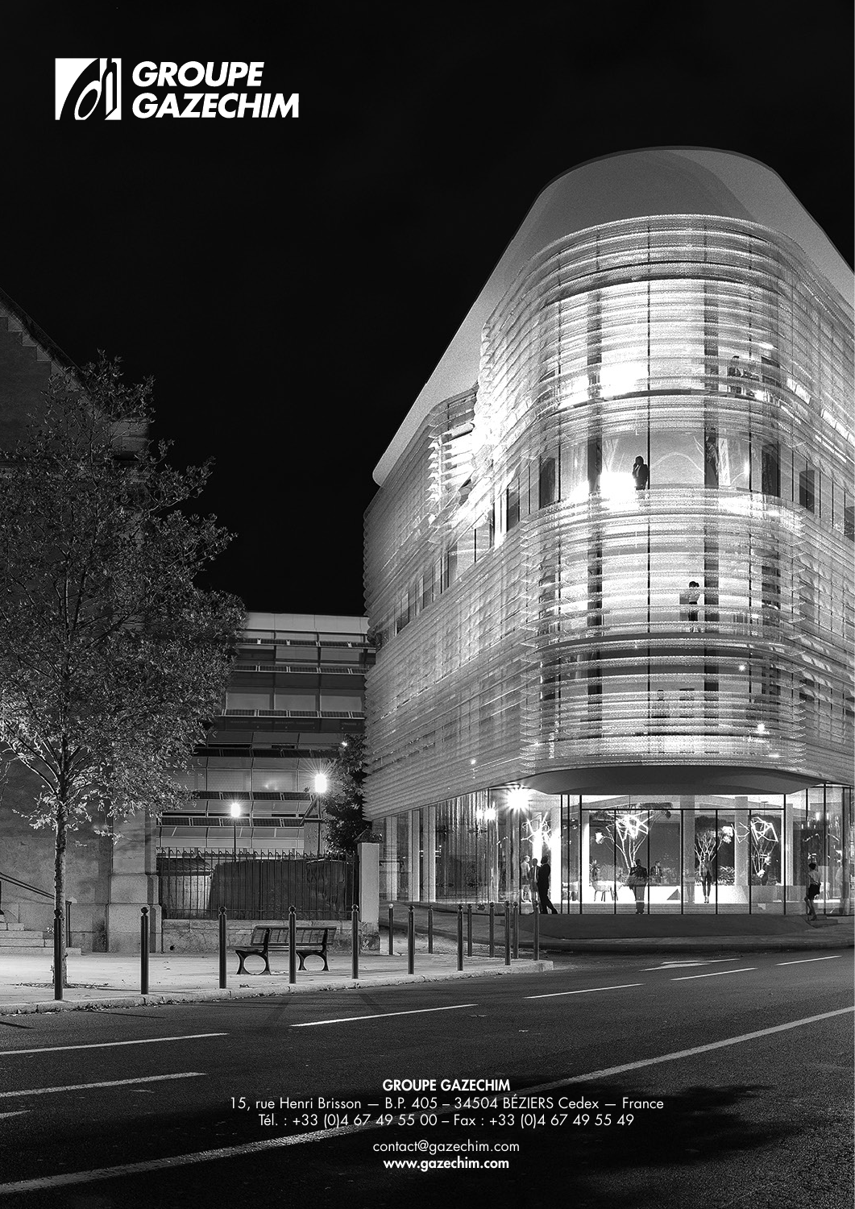GROUPE GAZECHIM

**GROUPE GAZECHIM**
15, rue Henri Brisson — B.P. 405 – 34504 BÉZIERS Cedex — France
Tél. : +33 (0)4 67 49 55 00 – Fax : +33 (0)4 67 49 55 49

contact@gazechim.com
**www.gazechim.com**